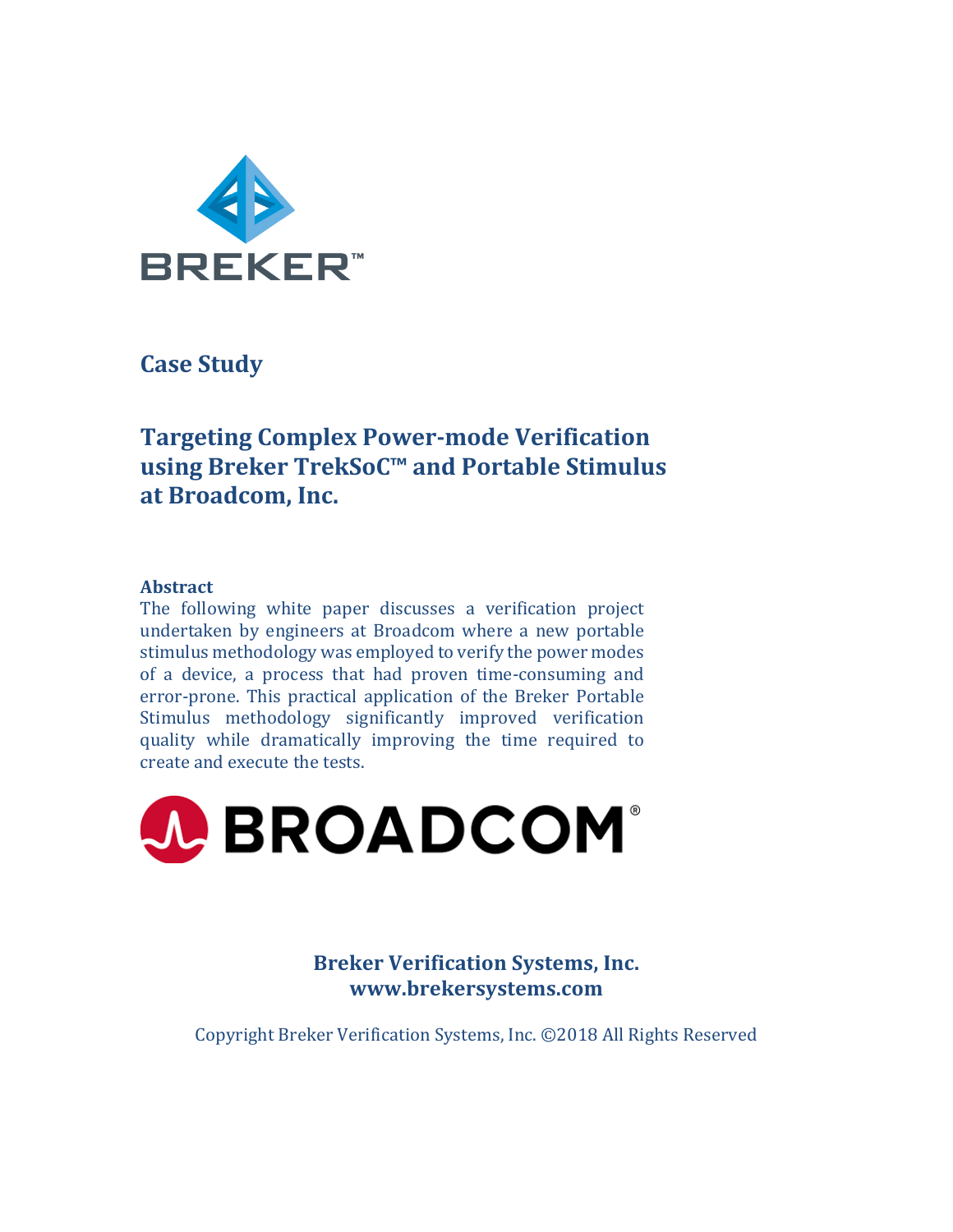BREKER™

## Case Study

# Targeting Complex Power-mode Verification using Breker TrekSoC™ and Portable Stimulus at Broadcom, Inc.

**Abstract**

The following white paper discusses a verification project undertaken by engineers at Broadcom where a new portable stimulus methodology was employed to verify the power modes of a device, a process that had proven time-consuming and error-prone. This practical application of the Breker Portable Stimulus methodology significantly improved verification quality while dramatically improving the time required to create and execute the tests.

BROADCOM®

**Breker Verification Systems, Inc.**
**www.brekersystems.com**

Copyright Breker Verification Systems, Inc. ©2018 All Rights Reserved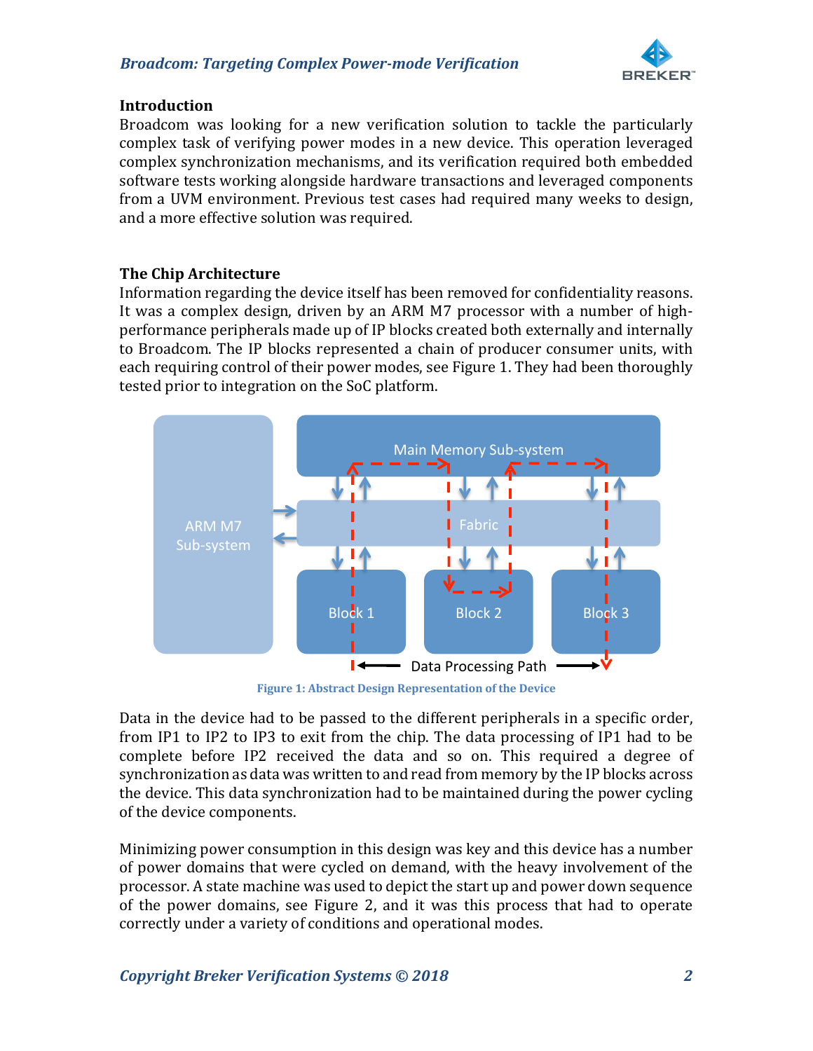## Introduction

Broadcom was looking for a new verification solution to tackle the particularly complex task of verifying power modes in a new device. This operation leveraged complex synchronization mechanisms, and its verification required both embedded software tests working alongside hardware transactions and leveraged components from a UVM environment. Previous test cases had required many weeks to design, and a more effective solution was required.

## The Chip Architecture

Information regarding the device itself has been removed for confidentiality reasons. It was a complex design, driven by an ARM M7 processor with a number of high-performance peripherals made up of IP blocks created both externally and internally to Broadcom. The IP blocks represented a chain of producer consumer units, with each requiring control of their power modes, see Figure 1. They had been thoroughly tested prior to integration on the SoC platform.

Figure 1: Abstract Design Representation of the Device

Data in the device had to be passed to the different peripherals in a specific order, from IP1 to IP2 to IP3 to exit from the chip. The data processing of IP1 had to be complete before IP2 received the data and so on. This required a degree of synchronization as data was written to and read from memory by the IP blocks across the device. This data synchronization had to be maintained during the power cycling of the device components.

Minimizing power consumption in this design was key and this device has a number of power domains that were cycled on demand, with the heavy involvement of the processor. A state machine was used to depict the start up and power down sequence of the power domains, see Figure 2, and it was this process that had to operate correctly under a variety of conditions and operational modes.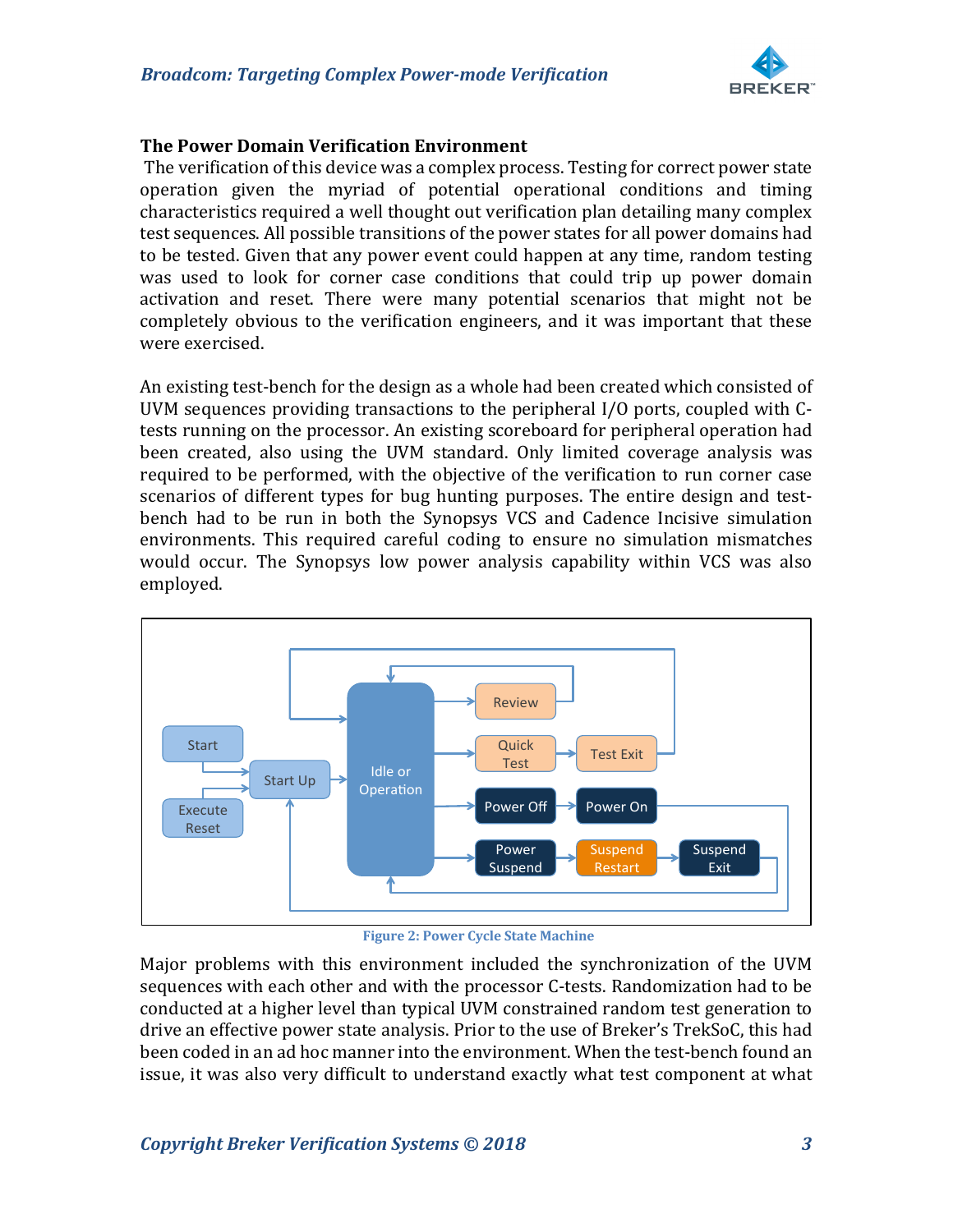## The Power Domain Verification Environment

The verification of this device was a complex process. Testing for correct power state operation given the myriad of potential operational conditions and timing characteristics required a well thought out verification plan detailing many complex test sequences. All possible transitions of the power states for all power domains had to be tested. Given that any power event could happen at any time, random testing was used to look for corner case conditions that could trip up power domain activation and reset. There were many potential scenarios that might not be completely obvious to the verification engineers, and it was important that these were exercised.

An existing test-bench for the design as a whole had been created which consisted of UVM sequences providing transactions to the peripheral I/O ports, coupled with C-tests running on the processor. An existing scoreboard for peripheral operation had been created, also using the UVM standard. Only limited coverage analysis was required to be performed, with the objective of the verification to run corner case scenarios of different types for bug hunting purposes. The entire design and test-bench had to be run in both the Synopsys VCS and Cadence Incisive simulation environments. This required careful coding to ensure no simulation mismatches would occur. The Synopsys low power analysis capability within VCS was also employed.

Figure 2: Power Cycle State Machine

Major problems with this environment included the synchronization of the UVM sequences with each other and with the processor C-tests. Randomization had to be conducted at a higher level than typical UVM constrained random test generation to drive an effective power state analysis. Prior to the use of Breker's TrekSoC, this had been coded in an ad hoc manner into the environment. When the test-bench found an issue, it was also very difficult to understand exactly what test component at what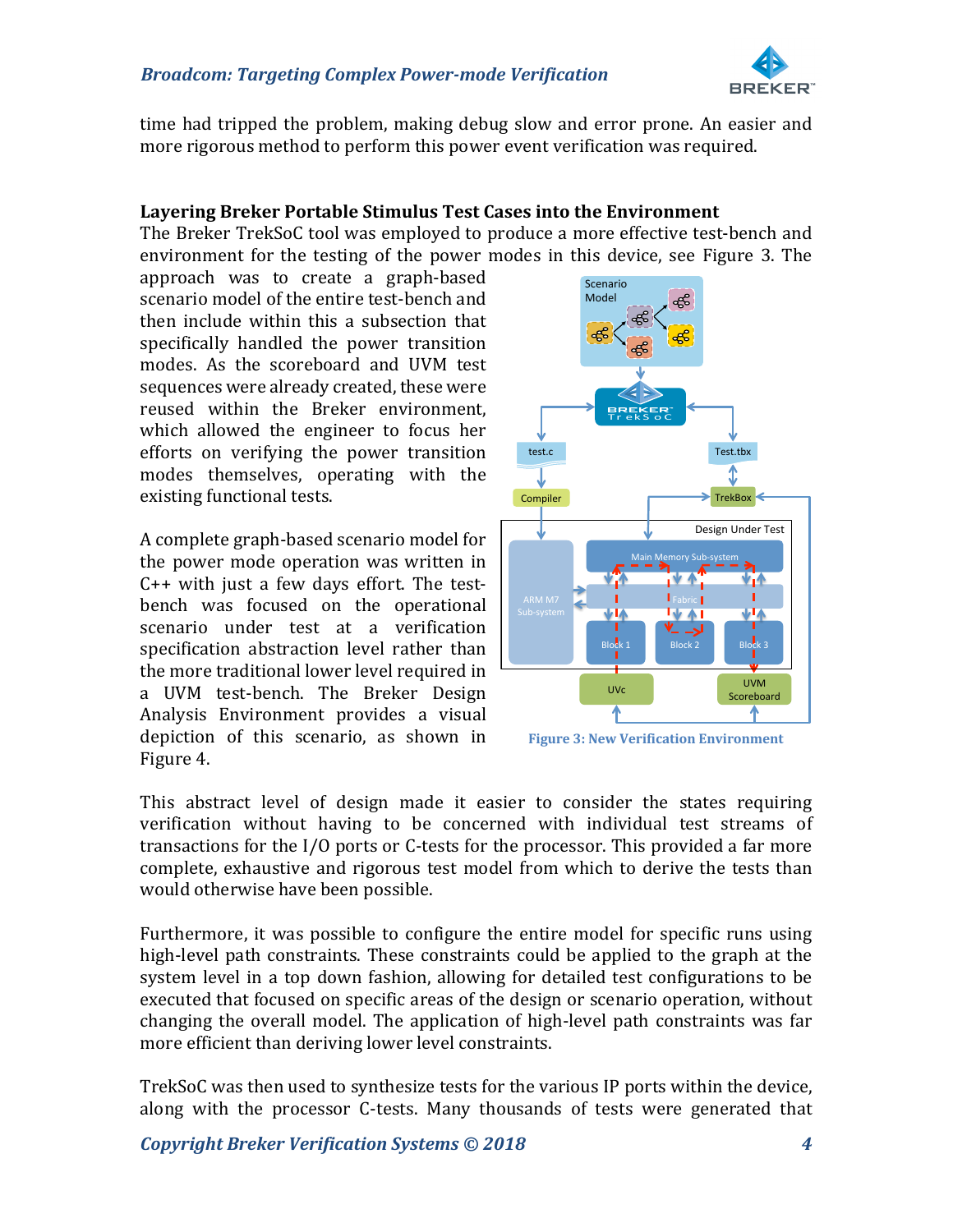time had tripped the problem, making debug slow and error prone. An easier and more rigorous method to perform this power event verification was required.

## Layering Breker Portable Stimulus Test Cases into the Environment

The Breker TrekSoC tool was employed to produce a more effective test-bench and environment for the testing of the power modes in this device, see Figure 3. The approach was to create a graph-based scenario model of the entire test-bench and then include within this a subsection that specifically handled the power transition modes. As the scoreboard and UVM test sequences were already created, these were reused within the Breker environment, which allowed the engineer to focus her efforts on verifying the power transition modes themselves, operating with the existing functional tests.

A complete graph-based scenario model for the power mode operation was written in C++ with just a few days effort. The test-bench was focused on the operational scenario under test at a verification specification abstraction level rather than the more traditional lower level required in a UVM test-bench. The Breker Design Analysis Environment provides a visual depiction of this scenario, as shown in Figure 4.

**Figure 3: New Verification Environment**

This abstract level of design made it easier to consider the states requiring verification without having to be concerned with individual test streams of transactions for the I/O ports or C-tests for the processor. This provided a far more complete, exhaustive and rigorous test model from which to derive the tests than would otherwise have been possible.

Furthermore, it was possible to configure the entire model for specific runs using high-level path constraints. These constraints could be applied to the graph at the system level in a top down fashion, allowing for detailed test configurations to be executed that focused on specific areas of the design or scenario operation, without changing the overall model. The application of high-level path constraints was far more efficient than deriving lower level constraints.

TrekSoC was then used to synthesize tests for the various IP ports within the device, along with the processor C-tests. Many thousands of tests were generated that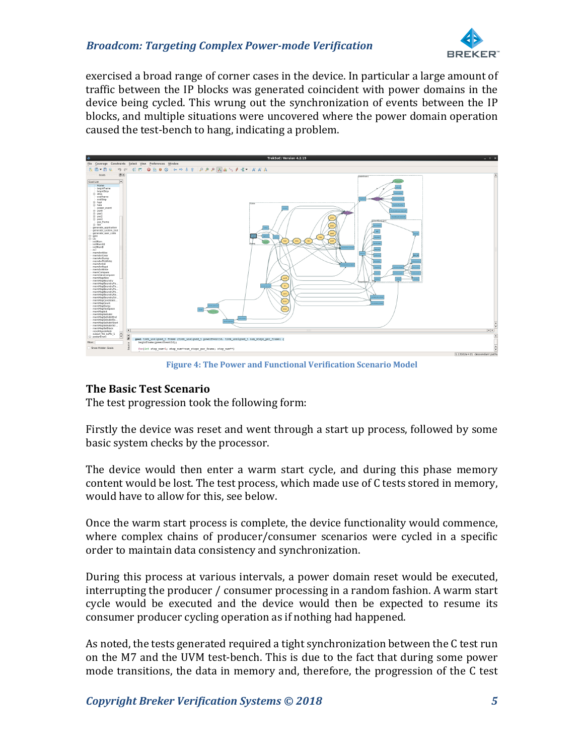exercised a broad range of corner cases in the device. In particular a large amount of traffic between the IP blocks was generated coincident with power domains in the device being cycled. This wrung out the synchronization of events between the IP blocks, and multiple situations were uncovered where the power domain operation caused the test-bench to hang, indicating a problem.

**Figure 4: The Power and Functional Verification Scenario Model**

### The Basic Test Scenario

The test progression took the following form:

Firstly the device was reset and went through a start up process, followed by some basic system checks by the processor.

The device would then enter a warm start cycle, and during this phase memory content would be lost. The test process, which made use of C tests stored in memory, would have to allow for this, see below.

Once the warm start process is complete, the device functionality would commence, where complex chains of producer/consumer scenarios were cycled in a specific order to maintain data consistency and synchronization.

During this process at various intervals, a power domain reset would be executed, interrupting the producer / consumer processing in a random fashion. A warm start cycle would be executed and the device would then be expected to resume its consumer producer cycling operation as if nothing had happened.

As noted, the tests generated required a tight synchronization between the C test run on the M7 and the UVM test-bench. This is due to the fact that during some power mode transitions, the data in memory and, therefore, the progression of the C test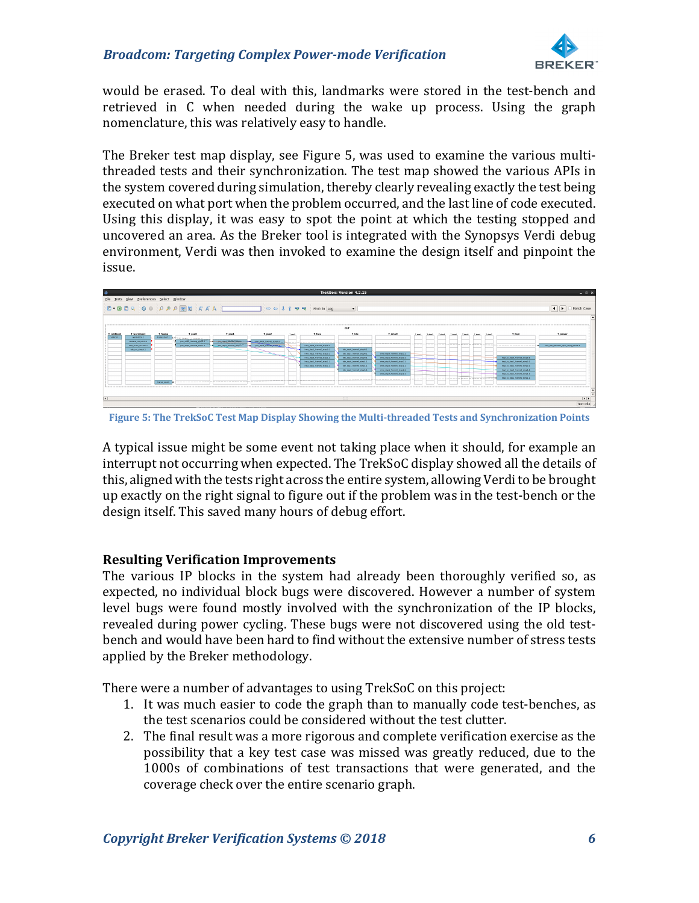would be erased. To deal with this, landmarks were stored in the test-bench and retrieved in C when needed during the wake up process. Using the graph nomenclature, this was relatively easy to handle.

The Breker test map display, see Figure 5, was used to examine the various multi-threaded tests and their synchronization. The test map showed the various APIs in the system covered during simulation, thereby clearly revealing exactly the test being executed on what port when the problem occurred, and the last line of code executed. Using this display, it was easy to spot the point at which the testing stopped and uncovered an area. As the Breker tool is integrated with the Synopsys Verdi debug environment, Verdi was then invoked to examine the design itself and pinpoint the issue.

**Figure 5: The TrekSoC Test Map Display Showing the Multi-threaded Tests and Synchronization Points**

A typical issue might be some event not taking place when it should, for example an interrupt not occurring when expected. The TrekSoC display showed all the details of this, aligned with the tests right across the entire system, allowing Verdi to be brought up exactly on the right signal to figure out if the problem was in the test-bench or the design itself. This saved many hours of debug effort.

## Resulting Verification Improvements

The various IP blocks in the system had already been thoroughly verified so, as expected, no individual block bugs were discovered. However a number of system level bugs were found mostly involved with the synchronization of the IP blocks, revealed during power cycling. These bugs were not discovered using the old test-bench and would have been hard to find without the extensive number of stress tests applied by the Breker methodology.

There were a number of advantages to using TrekSoC on this project:

1. It was much easier to code the graph than to manually code test-benches, as the test scenarios could be considered without the test clutter.
2. The final result was a more rigorous and complete verification exercise as the possibility that a key test case was missed was greatly reduced, due to the 1000s of combinations of test transactions that were generated, and the coverage check over the entire scenario graph.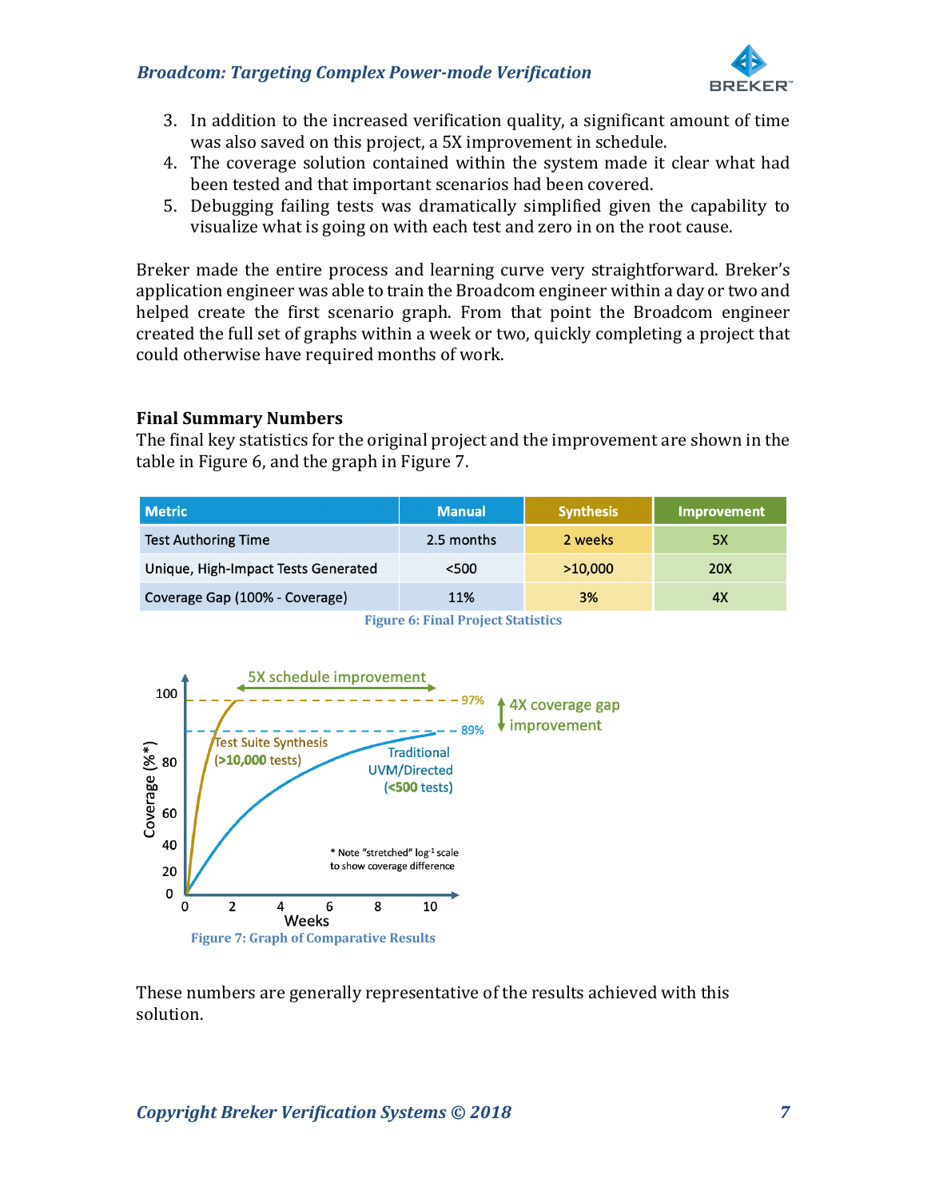3. In addition to the increased verification quality, a significant amount of time was also saved on this project, a 5X improvement in schedule.
4. The coverage solution contained within the system made it clear what had been tested and that important scenarios had been covered.
5. Debugging failing tests was dramatically simplified given the capability to visualize what is going on with each test and zero in on the root cause.

Breker made the entire process and learning curve very straightforward. Breker's application engineer was able to train the Broadcom engineer within a day or two and helped create the first scenario graph. From that point the Broadcom engineer created the full set of graphs within a week or two, quickly completing a project that could otherwise have required months of work.

### Final Summary Numbers

The final key statistics for the original project and the improvement are shown in the table in Figure 6, and the graph in Figure 7.

| Metric | Manual | Synthesis | Improvement |
|---|---|---|---|
| Test Authoring Time | 2.5 months | 2 weeks | 5X |
| Unique, High-Impact Tests Generated | <500 | >10,000 | 20X |
| Coverage Gap (100% - Coverage) | 11% | 3% | 4X |

Figure 6: Final Project Statistics

5X schedule improvement

97%

89%

4X coverage gap improvement

Test Suite Synthesis (>10,000 tests)

Traditional UVM/Directed (<500 tests)

Coverage (%*)

100, 80, 60, 40, 20, 0

* Note "stretched" log-1 scale to show coverage difference

Weeks

0, 2, 4, 6, 8, 10

Figure 7: Graph of Comparative Results

These numbers are generally representative of the results achieved with this solution.